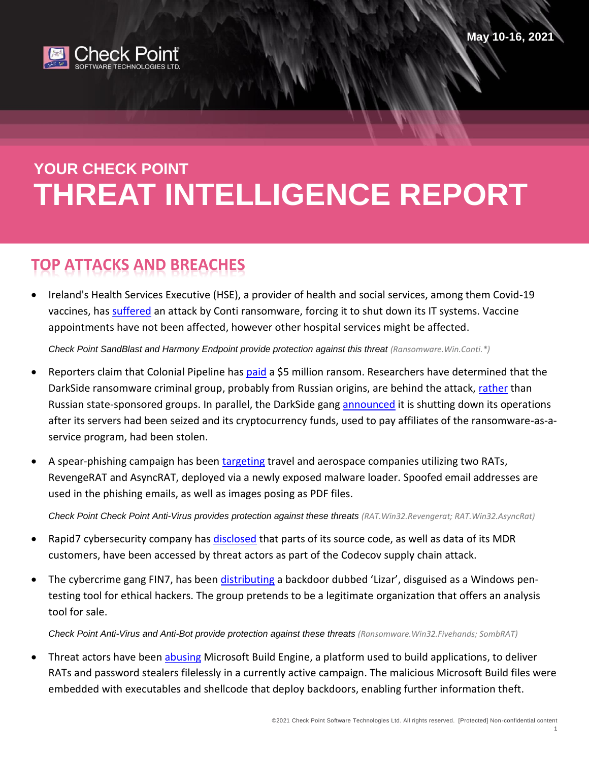May 10-16, 2021

# YOUR CHECK POINT THREAT INTELLIGENCE REPORT

## TOP ATTACKS AND BREACHES

- Ireland's Health Services Executive (HSE), a provider of health and social services, among them Covid-19 vaccines, has suffered an attack by Conti ransomware, forcing it to shut down its IT systems. Vaccine appointments have not been affected, however other hospital services might be affected.

  *Check Point SandBlast and Harmony Endpoint provide protection against this threat (Ransomware.Win.Conti.*)*

- Reporters claim that Colonial Pipeline has paid a $5 million ransom. Researchers have determined that the DarkSide ransomware criminal group, probably from Russian origins, are behind the attack, rather than Russian state-sponsored groups. In parallel, the DarkSide gang announced it is shutting down its operations after its servers had been seized and its cryptocurrency funds, used to pay affiliates of the ransomware-as-a-service program, had been stolen.

- A spear-phishing campaign has been targeting travel and aerospace companies utilizing two RATs, RevengeRAT and AsyncRAT, deployed via a newly exposed malware loader. Spoofed email addresses are used in the phishing emails, as well as images posing as PDF files.

  *Check Point Check Point Anti-Virus provides protection against these threats (RAT.Win32.Revengerat; RAT.Win32.AsyncRat)*

- Rapid7 cybersecurity company has disclosed that parts of its source code, as well as data of its MDR customers, have been accessed by threat actors as part of the Codecov supply chain attack.

- The cybercrime gang FIN7, has been distributing a backdoor dubbed 'Lizar', disguised as a Windows pen-testing tool for ethical hackers. The group pretends to be a legitimate organization that offers an analysis tool for sale.

  *Check Point Anti-Virus and Anti-Bot provide protection against these threats (Ransomware.Win32.Fivehands; SombRAT)*

- Threat actors have been abusing Microsoft Build Engine, a platform used to build applications, to deliver RATs and password stealers filelessly in a currently active campaign. The malicious Microsoft Build files were embedded with executables and shellcode that deploy backdoors, enabling further information theft.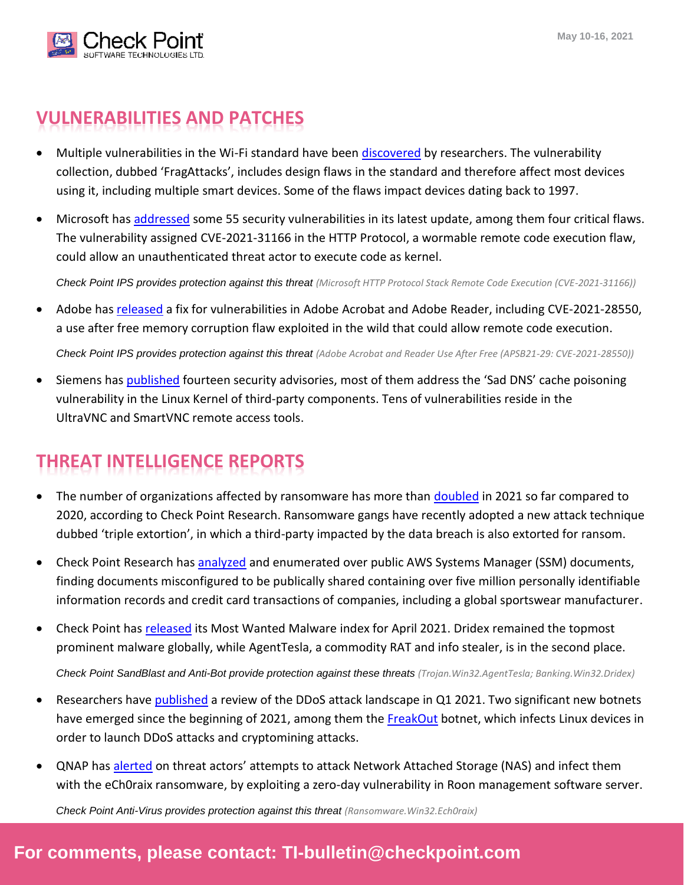## VULNERABILITIES AND PATCHES

- Multiple vulnerabilities in the Wi-Fi standard have been discovered by researchers. The vulnerability collection, dubbed 'FragAttacks', includes design flaws in the standard and therefore affect most devices using it, including multiple smart devices. Some of the flaws impact devices dating back to 1997.
- Microsoft has addressed some 55 security vulnerabilities in its latest update, among them four critical flaws. The vulnerability assigned CVE-2021-31166 in the HTTP Protocol, a wormable remote code execution flaw, could allow an unauthenticated threat actor to execute code as kernel.

  *Check Point IPS provides protection against this threat (Microsoft HTTP Protocol Stack Remote Code Execution (CVE-2021-31166))*

- Adobe has released a fix for vulnerabilities in Adobe Acrobat and Adobe Reader, including CVE-2021-28550, a use after free memory corruption flaw exploited in the wild that could allow remote code execution.

  *Check Point IPS provides protection against this threat (Adobe Acrobat and Reader Use After Free (APSB21-29: CVE-2021-28550))*

- Siemens has published fourteen security advisories, most of them address the 'Sad DNS' cache poisoning vulnerability in the Linux Kernel of third-party components. Tens of vulnerabilities reside in the UltraVNC and SmartVNC remote access tools.

## THREAT INTELLIGENCE REPORTS

- The number of organizations affected by ransomware has more than doubled in 2021 so far compared to 2020, according to Check Point Research. Ransomware gangs have recently adopted a new attack technique dubbed 'triple extortion', in which a third-party impacted by the data breach is also extorted for ransom.
- Check Point Research has analyzed and enumerated over public AWS Systems Manager (SSM) documents, finding documents misconfigured to be publically shared containing over five million personally identifiable information records and credit card transactions of companies, including a global sportswear manufacturer.
- Check Point has released its Most Wanted Malware index for April 2021. Dridex remained the topmost prominent malware globally, while AgentTesla, a commodity RAT and info stealer, is in the second place.

  *Check Point SandBlast and Anti-Bot provide protection against these threats (Trojan.Win32.AgentTesla; Banking.Win32.Dridex)*

- Researchers have published a review of the DDoS attack landscape in Q1 2021. Two significant new botnets have emerged since the beginning of 2021, among them the FreakOut botnet, which infects Linux devices in order to launch DDoS attacks and cryptomining attacks.
- QNAP has alerted on threat actors' attempts to attack Network Attached Storage (NAS) and infect them with the eCh0raix ransomware, by exploiting a zero-day vulnerability in Roon management software server.

  *Check Point Anti-Virus provides protection against this threat (Ransomware.Win32.Ech0raix)*

**For comments, please contact: TI-bulletin@checkpoint.com**